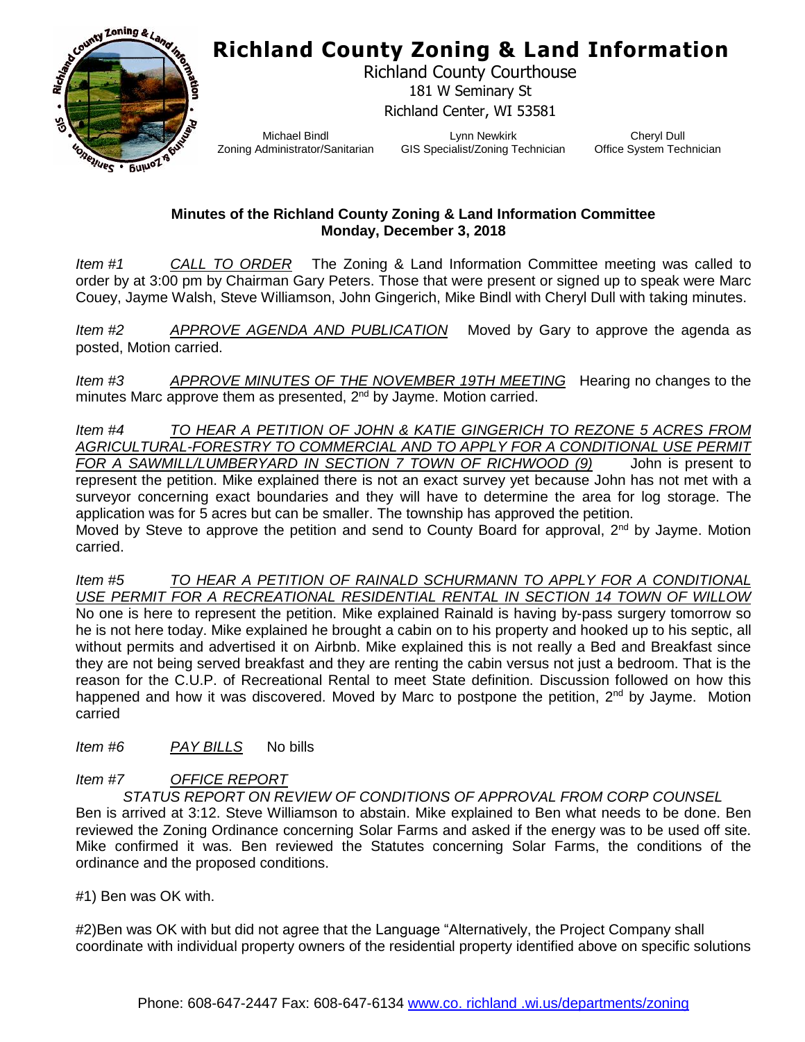# Richland County Zoning & Land Information

Richland County Courthouse
181 W Seminary St
Richland Center, WI 53581

Michael Bindl
Zoning Administrator/Sanitarian

Lynn Newkirk
GIS Specialist/Zoning Technician

Cheryl Dull
Office System Technician

**Minutes of the Richland County Zoning & Land Information Committee**
**Monday, December 3, 2018**

*Item #1* *CALL TO ORDER* The Zoning & Land Information Committee meeting was called to order by at 3:00 pm by Chairman Gary Peters. Those that were present or signed up to speak were Marc Couey, Jayme Walsh, Steve Williamson, John Gingerich, Mike Bindl with Cheryl Dull with taking minutes.

*Item #2* *APPROVE AGENDA AND PUBLICATION* Moved by Gary to approve the agenda as posted, Motion carried.

*Item #3* *APPROVE MINUTES OF THE NOVEMBER 19TH MEETING* Hearing no changes to the minutes Marc approve them as presented, 2nd by Jayme. Motion carried.

*Item #4* *TO HEAR A PETITION OF JOHN & KATIE GINGERICH TO REZONE 5 ACRES FROM AGRICULTURAL-FORESTRY TO COMMERCIAL AND TO APPLY FOR A CONDITIONAL USE PERMIT FOR A SAWMILL/LUMBERYARD IN SECTION 7 TOWN OF RICHWOOD (9)* John is present to represent the petition. Mike explained there is not an exact survey yet because John has not met with a surveyor concerning exact boundaries and they will have to determine the area for log storage. The application was for 5 acres but can be smaller. The township has approved the petition.
Moved by Steve to approve the petition and send to County Board for approval, 2nd by Jayme. Motion carried.

*Item #5* *TO HEAR A PETITION OF RAINALD SCHURMANN TO APPLY FOR A CONDITIONAL USE PERMIT FOR A RECREATIONAL RESIDENTIAL RENTAL IN SECTION 14 TOWN OF WILLOW* No one is here to represent the petition. Mike explained Rainald is having by-pass surgery tomorrow so he is not here today. Mike explained he brought a cabin on to his property and hooked up to his septic, all without permits and advertised it on Airbnb. Mike explained this is not really a Bed and Breakfast since they are not being served breakfast and they are renting the cabin versus not just a bedroom. That is the reason for the C.U.P. of Recreational Rental to meet State definition. Discussion followed on how this happened and how it was discovered. Moved by Marc to postpone the petition, 2nd by Jayme. Motion carried

*Item #6* *PAY BILLS* No bills

*Item #7* *OFFICE REPORT*

*STATUS REPORT ON REVIEW OF CONDITIONS OF APPROVAL FROM CORP COUNSEL*

Ben is arrived at 3:12. Steve Williamson to abstain. Mike explained to Ben what needs to be done. Ben reviewed the Zoning Ordinance concerning Solar Farms and asked if the energy was to be used off site. Mike confirmed it was. Ben reviewed the Statutes concerning Solar Farms, the conditions of the ordinance and the proposed conditions.

#1) Ben was OK with.

#2)Ben was OK with but did not agree that the Language "Alternatively, the Project Company shall coordinate with individual property owners of the residential property identified above on specific solutions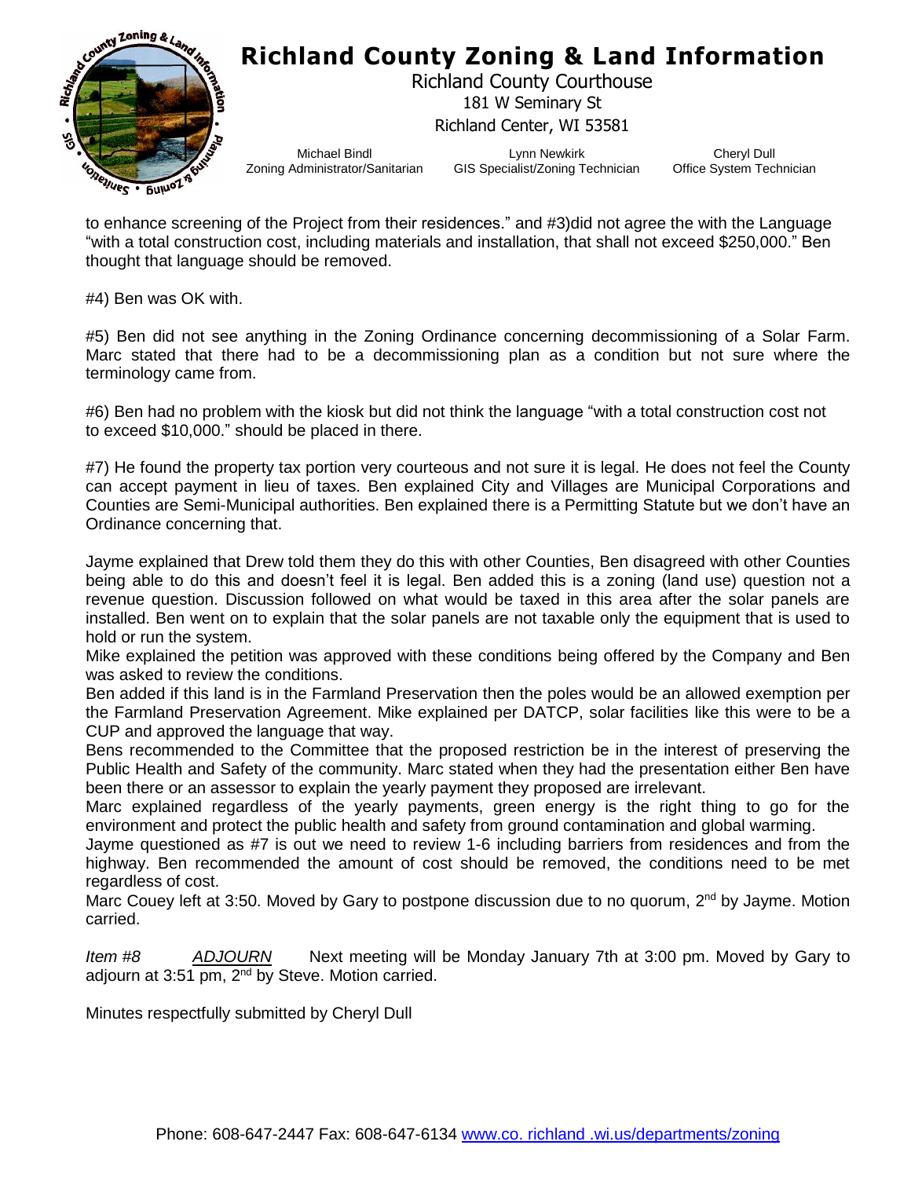to enhance screening of the Project from their residences." and #3)did not agree the with the Language "with a total construction cost, including materials and installation, that shall not exceed $250,000." Ben thought that language should be removed.

#4) Ben was OK with.

#5) Ben did not see anything in the Zoning Ordinance concerning decommissioning of a Solar Farm. Marc stated that there had to be a decommissioning plan as a condition but not sure where the terminology came from.

#6) Ben had no problem with the kiosk but did not think the language "with a total construction cost not to exceed $10,000." should be placed in there.

#7) He found the property tax portion very courteous and not sure it is legal. He does not feel the County can accept payment in lieu of taxes. Ben explained City and Villages are Municipal Corporations and Counties are Semi-Municipal authorities. Ben explained there is a Permitting Statute but we don't have an Ordinance concerning that.

Jayme explained that Drew told them they do this with other Counties, Ben disagreed with other Counties being able to do this and doesn't feel it is legal. Ben added this is a zoning (land use) question not a revenue question. Discussion followed on what would be taxed in this area after the solar panels are installed. Ben went on to explain that the solar panels are not taxable only the equipment that is used to hold or run the system.
Mike explained the petition was approved with these conditions being offered by the Company and Ben was asked to review the conditions.
Ben added if this land is in the Farmland Preservation then the poles would be an allowed exemption per the Farmland Preservation Agreement. Mike explained per DATCP, solar facilities like this were to be a CUP and approved the language that way.
Bens recommended to the Committee that the proposed restriction be in the interest of preserving the Public Health and Safety of the community. Marc stated when they had the presentation either Ben have been there or an assessor to explain the yearly payment they proposed are irrelevant.
Marc explained regardless of the yearly payments, green energy is the right thing to go for the environment and protect the public health and safety from ground contamination and global warming.
Jayme questioned as #7 is out we need to review 1-6 including barriers from residences and from the highway. Ben recommended the amount of cost should be removed, the conditions need to be met regardless of cost.
Marc Couey left at 3:50. Moved by Gary to postpone discussion due to no quorum, 2nd by Jayme. Motion carried.

*Item #8* *ADJOURN* Next meeting will be Monday January 7th at 3:00 pm. Moved by Gary to adjourn at 3:51 pm, 2nd by Steve. Motion carried.

Minutes respectfully submitted by Cheryl Dull